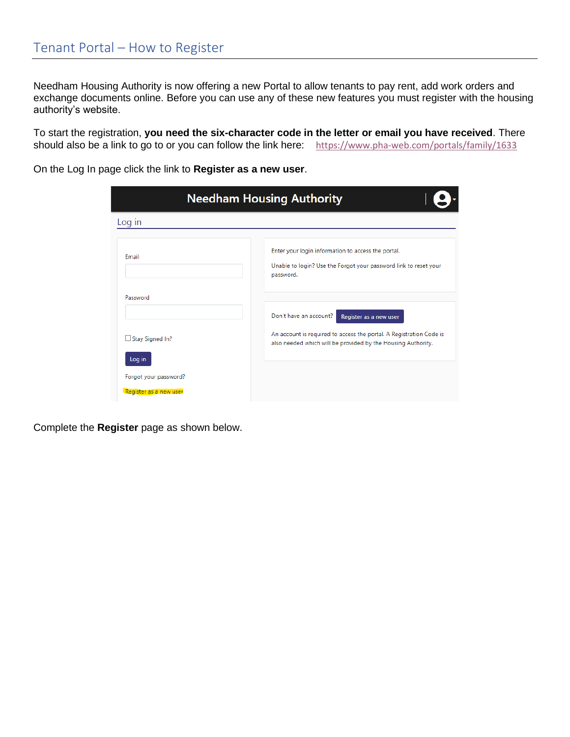# Tenant Portal – How to Register

Needham Housing Authority is now offering a new Portal to allow tenants to pay rent, add work orders and exchange documents online. Before you can use any of these new features you must register with the housing authority's website.

To start the registration, **you need the six-character code in the letter or email you have received**. There should also be a link to go to or you can follow the link here: https://www.pha-web.com/portals/family/1633

On the Log In page click the link to **Register as a new user**.

Needham Housing Authority

Log in

Email

Password

Stay Signed In?

Log in

Forgot your password?

Register as a new user

Enter your login information to access the portal.

Unable to login? Use the Forgot your password link to reset your password.

Don't have an account? Register as a new user

An account is required to access the portal. A Registration Code is also needed which will be provided by the Housing Authority.

Complete the **Register** page as shown below.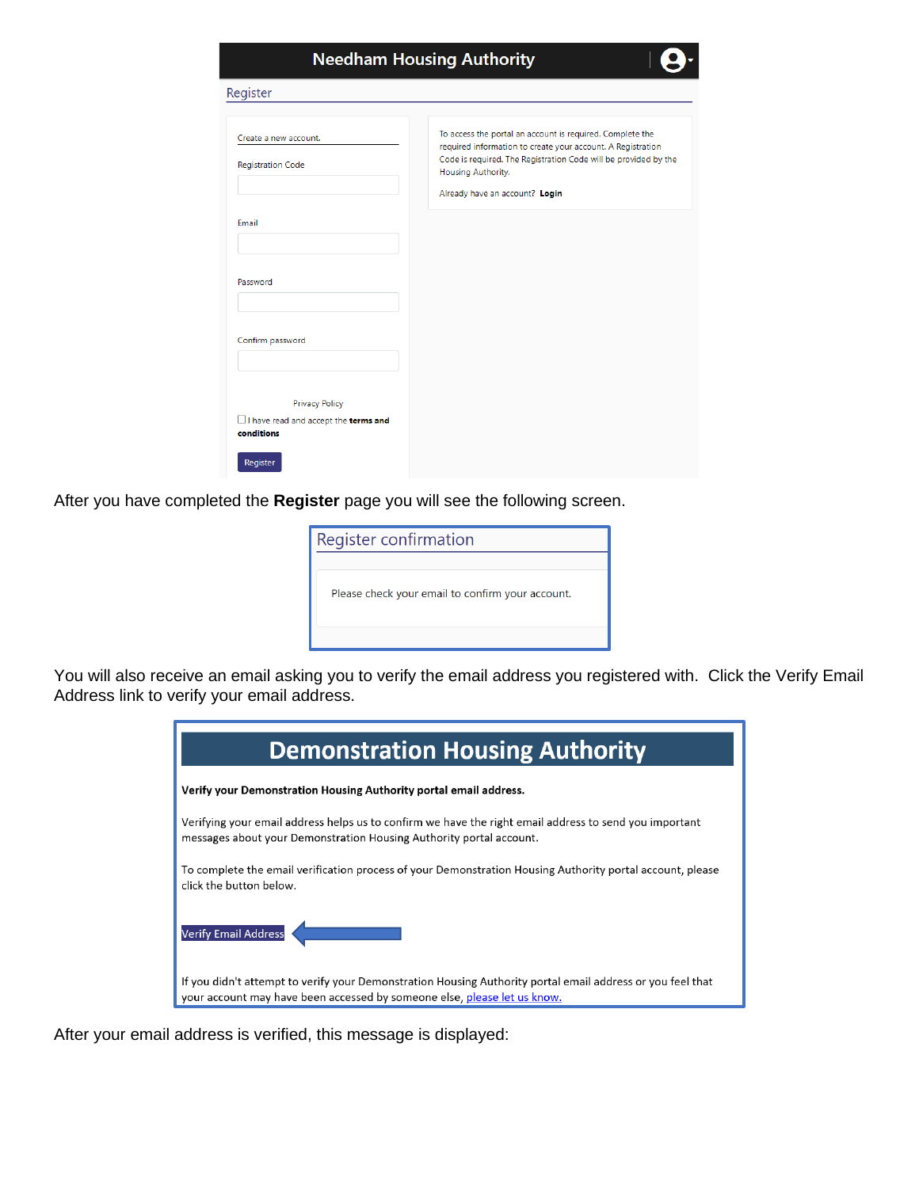**Needham Housing Authority**

Register

Create a new account.

Registration Code

Email

Password

Confirm password

Privacy Policy

☐ I have read and accept the **terms and conditions**

Register

To access the portal an account is required. Complete the required information to create your account. A Registration Code is required. The Registration Code will be provided by the Housing Authority.

Already have an account? **Login**

After you have completed the **Register** page you will see the following screen.

Register confirmation

Please check your email to confirm your account.

You will also receive an email asking you to verify the email address you registered with. Click the Verify Email Address link to verify your email address.

**Demonstration Housing Authority**

**Verify your Demonstration Housing Authority portal email address.**

Verifying your email address helps us to confirm we have the right email address to send you important messages about your Demonstration Housing Authority portal account.

To complete the email verification process of your Demonstration Housing Authority portal account, please click the button below.

Verify Email Address

If you didn't attempt to verify your Demonstration Housing Authority portal email address or you feel that your account may have been accessed by someone else, please let us know.

After your email address is verified, this message is displayed: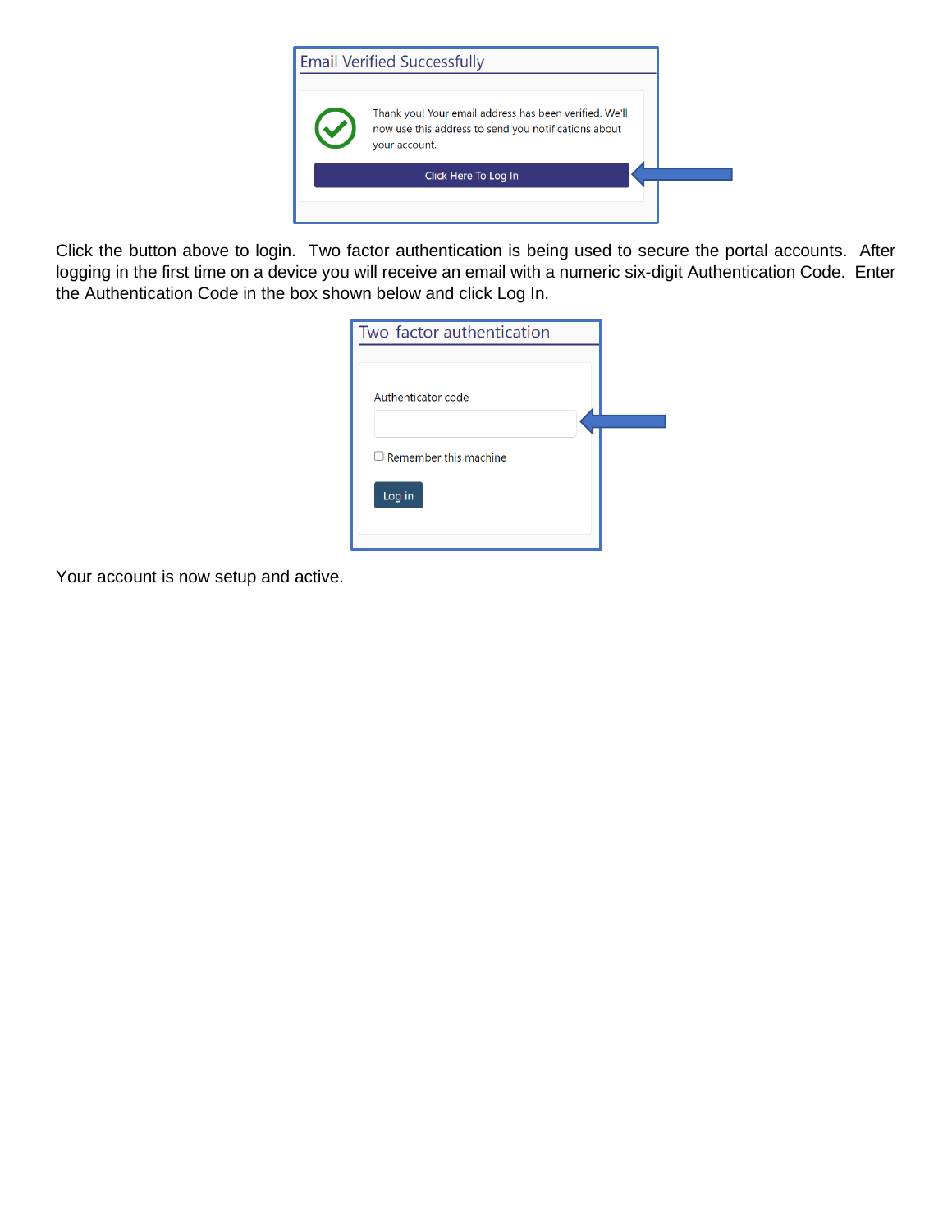Email Verified Successfully

Thank you! Your email address has been verified. We'll now use this address to send you notifications about your account.

Click Here To Log In

Click the button above to login. Two factor authentication is being used to secure the portal accounts. After logging in the first time on a device you will receive an email with a numeric six-digit Authentication Code. Enter the Authentication Code in the box shown below and click Log In.

Two-factor authentication

Authenticator code

Remember this machine

Log in

Your account is now setup and active.